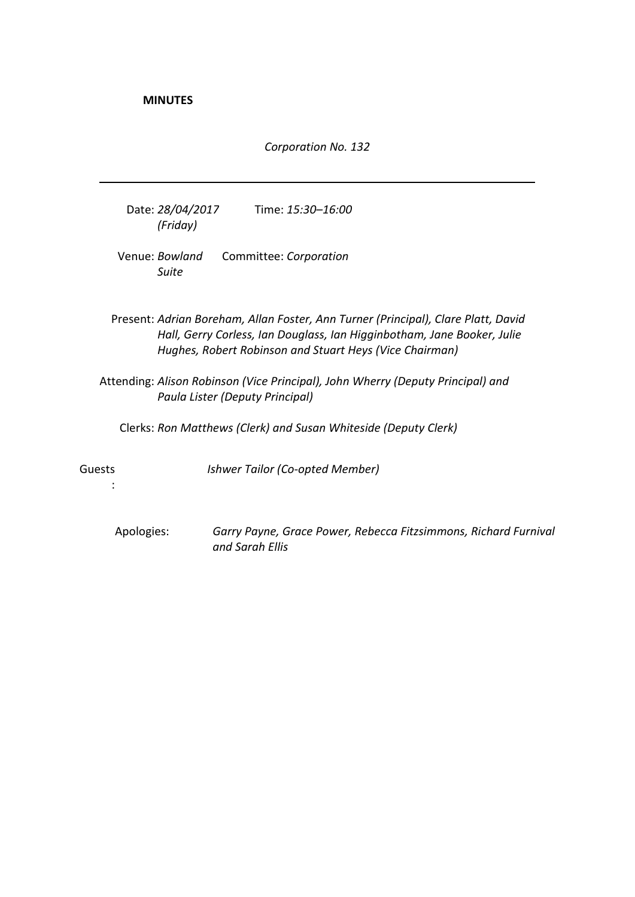**MINUTES**

*Corporation No. 132*

---

Date: *28/04/2017 (Friday)* Time: *15:30–16:00*

Venue: *Bowland Suite* Committee: *Corporation*

Present: *Adrian Boreham, Allan Foster, Ann Turner (Principal), Clare Platt, David Hall, Gerry Corless, Ian Douglass, Ian Higginbotham, Jane Booker, Julie Hughes, Robert Robinson and Stuart Heys (Vice Chairman)*

Attending: *Alison Robinson (Vice Principal), John Wherry (Deputy Principal) and Paula Lister (Deputy Principal)*

Clerks: *Ron Matthews (Clerk) and Susan Whiteside (Deputy Clerk)*

Guests: *Ishwer Tailor (Co-opted Member)*

Apologies: *Garry Payne, Grace Power, Rebecca Fitzsimmons, Richard Furnival and Sarah Ellis*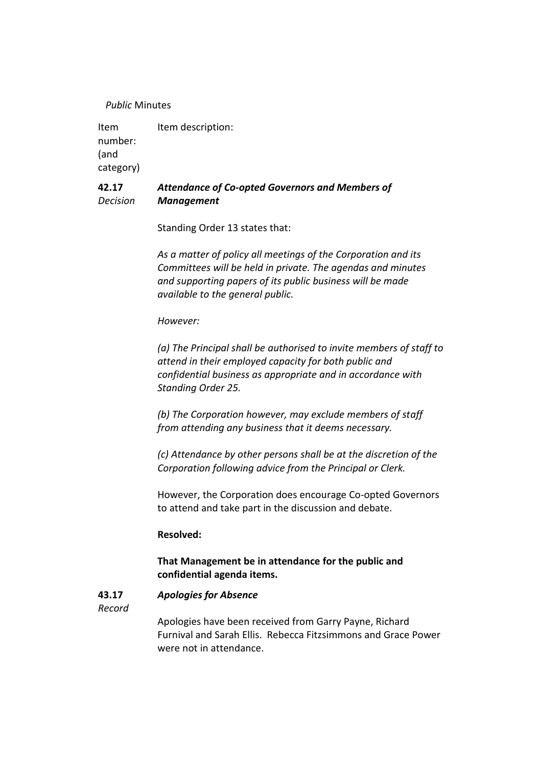*Public* Minutes

| Item number: (and category) | Item description: |
|---|---|
| **42.17** *Decision* | ***Attendance of Co-opted Governors and Members of Management*** |

Standing Order 13 states that:

*As a matter of policy all meetings of the Corporation and its Committees will be held in private. The agendas and minutes and supporting papers of its public business will be made available to the general public.*

*However:*

*(a) The Principal shall be authorised to invite members of staff to attend in their employed capacity for both public and confidential business as appropriate and in accordance with Standing Order 25.*

*(b) The Corporation however, may exclude members of staff from attending any business that it deems necessary.*

*(c) Attendance by other persons shall be at the discretion of the Corporation following advice from the Principal or Clerk.*

However, the Corporation does encourage Co-opted Governors to attend and take part in the discussion and debate.

**Resolved:**

**That Management be in attendance for the public and confidential agenda items.**

**43.17** *Record* — ***Apologies for Absence***

Apologies have been received from Garry Payne, Richard Furnival and Sarah Ellis. Rebecca Fitzsimmons and Grace Power were not in attendance.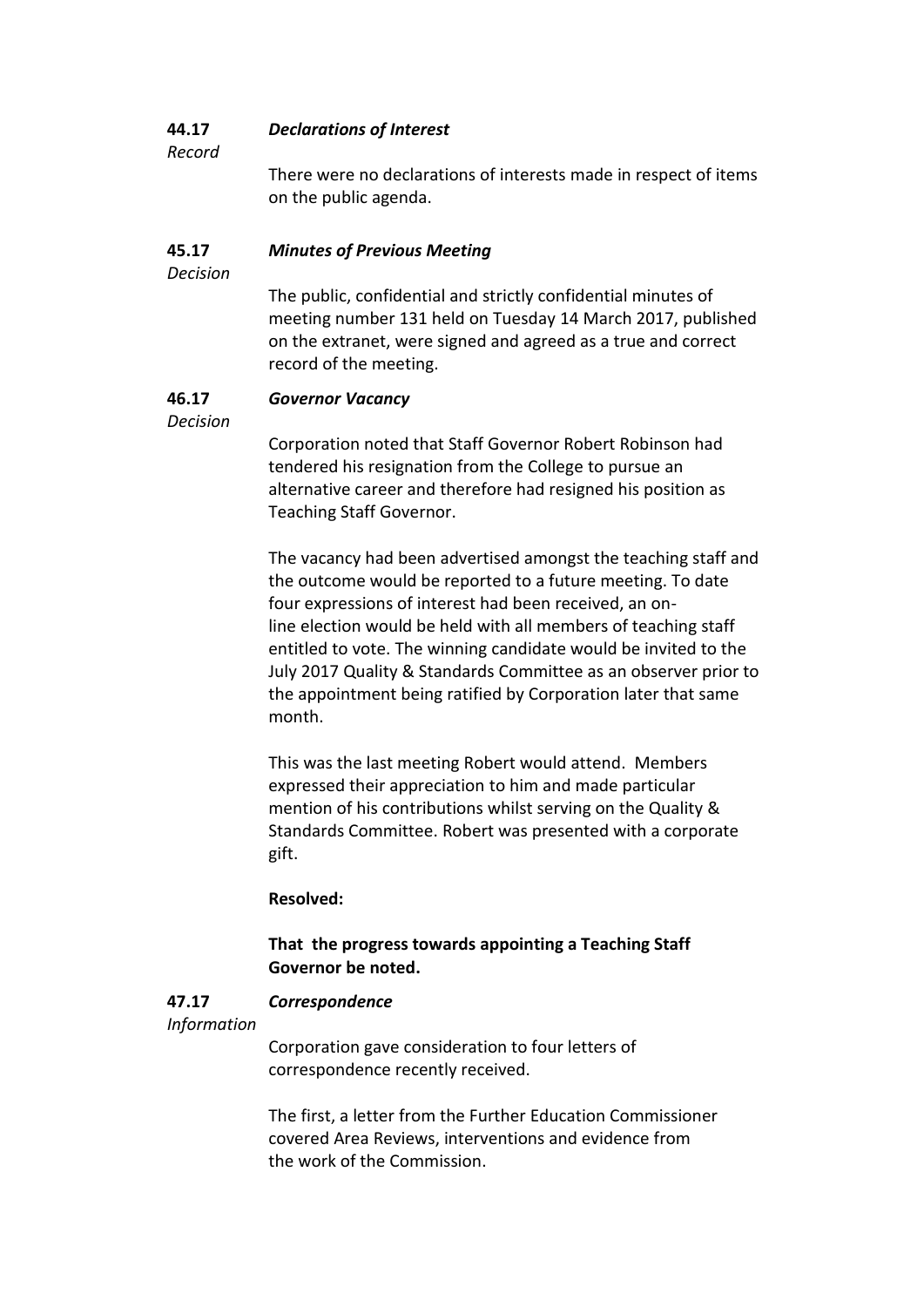**44.17** ***Declarations of Interest***

*Record*

There were no declarations of interests made in respect of items on the public agenda.

**45.17** ***Minutes of Previous Meeting***

*Decision*

The public, confidential and strictly confidential minutes of meeting number 131 held on Tuesday 14 March 2017, published on the extranet, were signed and agreed as a true and correct record of the meeting.

**46.17** ***Governor Vacancy***

*Decision*

Corporation noted that Staff Governor Robert Robinson had tendered his resignation from the College to pursue an alternative career and therefore had resigned his position as Teaching Staff Governor.

The vacancy had been advertised amongst the teaching staff and the outcome would be reported to a future meeting. To date four expressions of interest had been received, an on-line election would be held with all members of teaching staff entitled to vote. The winning candidate would be invited to the July 2017 Quality & Standards Committee as an observer prior to the appointment being ratified by Corporation later that same month.

This was the last meeting Robert would attend. Members expressed their appreciation to him and made particular mention of his contributions whilst serving on the Quality & Standards Committee. Robert was presented with a corporate gift.

**Resolved:**

**That the progress towards appointing a Teaching Staff Governor be noted.**

**47.17** ***Correspondence***

*Information*

Corporation gave consideration to four letters of correspondence recently received.

The first, a letter from the Further Education Commissioner covered Area Reviews, interventions and evidence from the work of the Commission.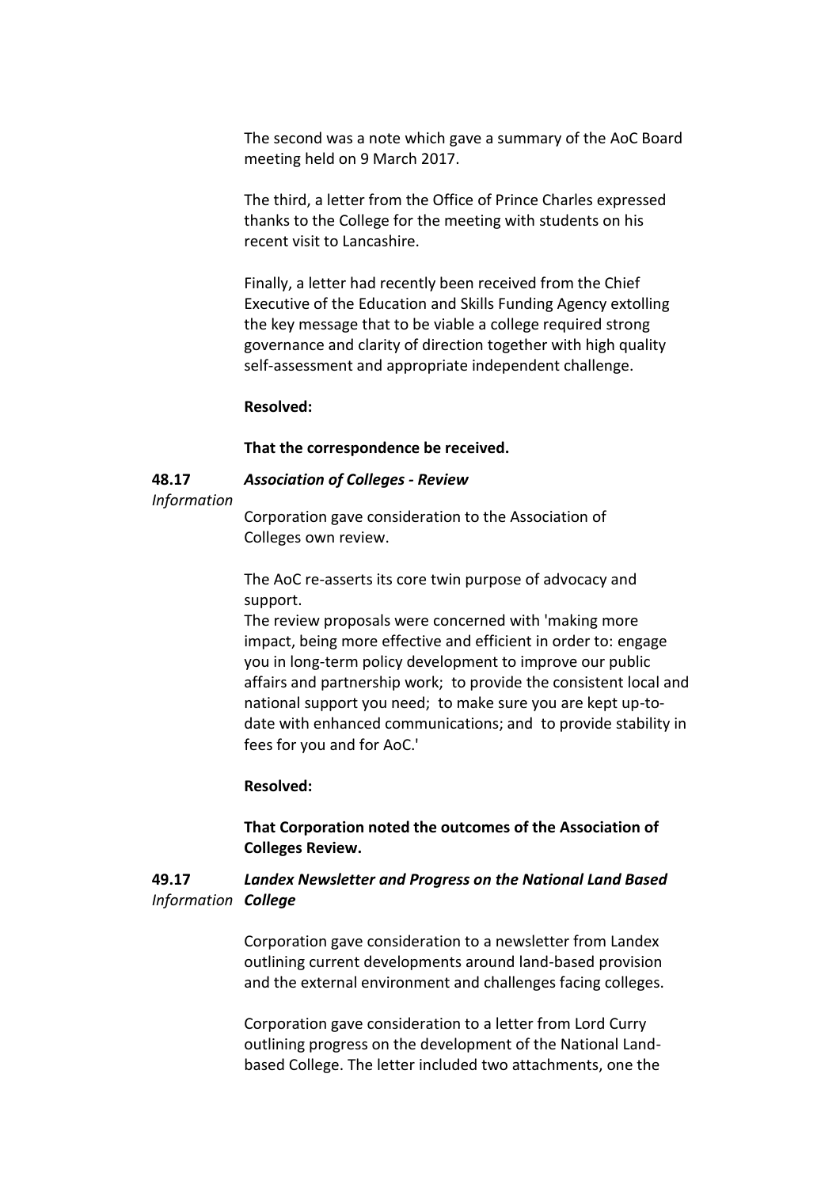The second was a note which gave a summary of the AoC Board meeting held on 9 March 2017.

The third, a letter from the Office of Prince Charles expressed thanks to the College for the meeting with students on his recent visit to Lancashire.

Finally, a letter had recently been received from the Chief Executive of the Education and Skills Funding Agency extolling the key message that to be viable a college required strong governance and clarity of direction together with high quality self-assessment and appropriate independent challenge.

**Resolved:**

**That the correspondence be received.**

**48.17** ***Association of Colleges - Review***

*Information*

Corporation gave consideration to the Association of Colleges own review.

The AoC re-asserts its core twin purpose of advocacy and support.

The review proposals were concerned with 'making more impact, being more effective and efficient in order to: engage you in long-term policy development to improve our public affairs and partnership work; to provide the consistent local and national support you need; to make sure you are kept up-to-date with enhanced communications; and to provide stability in fees for you and for AoC.'

**Resolved:**

**That Corporation noted the outcomes of the Association of Colleges Review.**

**49.17** ***Landex Newsletter and Progress on the National Land Based College***

*Information*

Corporation gave consideration to a newsletter from Landex outlining current developments around land-based provision and the external environment and challenges facing colleges.

Corporation gave consideration to a letter from Lord Curry outlining progress on the development of the National Land-based College. The letter included two attachments, one the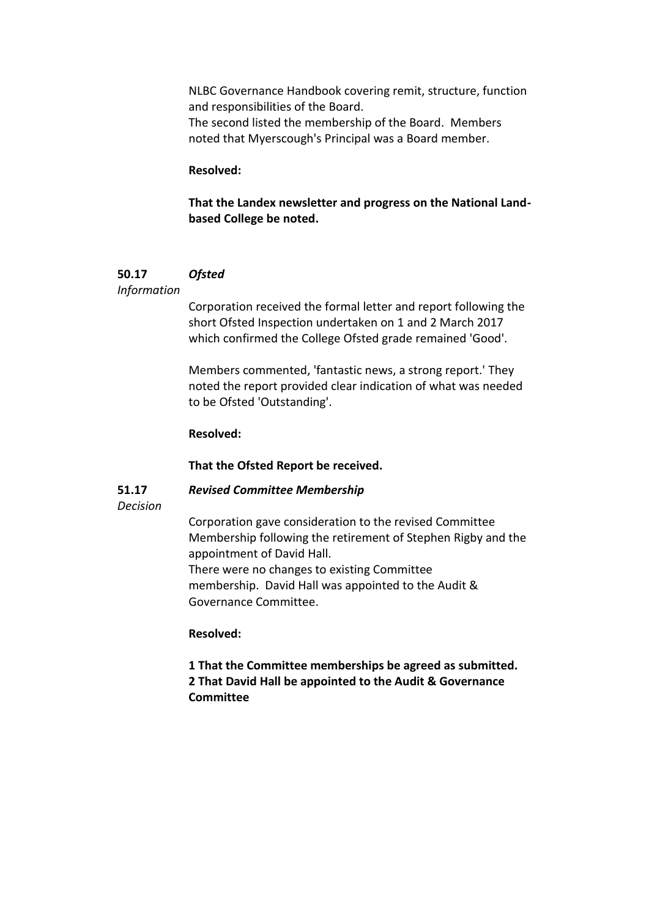NLBC Governance Handbook covering remit, structure, function and responsibilities of the Board.
The second listed the membership of the Board. Members noted that Myerscough's Principal was a Board member.

**Resolved:**

**That the Landex newsletter and progress on the National Land-based College be noted.**

**50.17** ***Ofsted***
*Information*

Corporation received the formal letter and report following the short Ofsted Inspection undertaken on 1 and 2 March 2017 which confirmed the College Ofsted grade remained 'Good'.

Members commented, 'fantastic news, a strong report.' They noted the report provided clear indication of what was needed to be Ofsted 'Outstanding'.

**Resolved:**

**That the Ofsted Report be received.**

**51.17** ***Revised Committee Membership***
*Decision*

Corporation gave consideration to the revised Committee Membership following the retirement of Stephen Rigby and the appointment of David Hall.
There were no changes to existing Committee membership. David Hall was appointed to the Audit & Governance Committee.

**Resolved:**

**1 That the Committee memberships be agreed as submitted.**
**2 That David Hall be appointed to the Audit & Governance Committee**